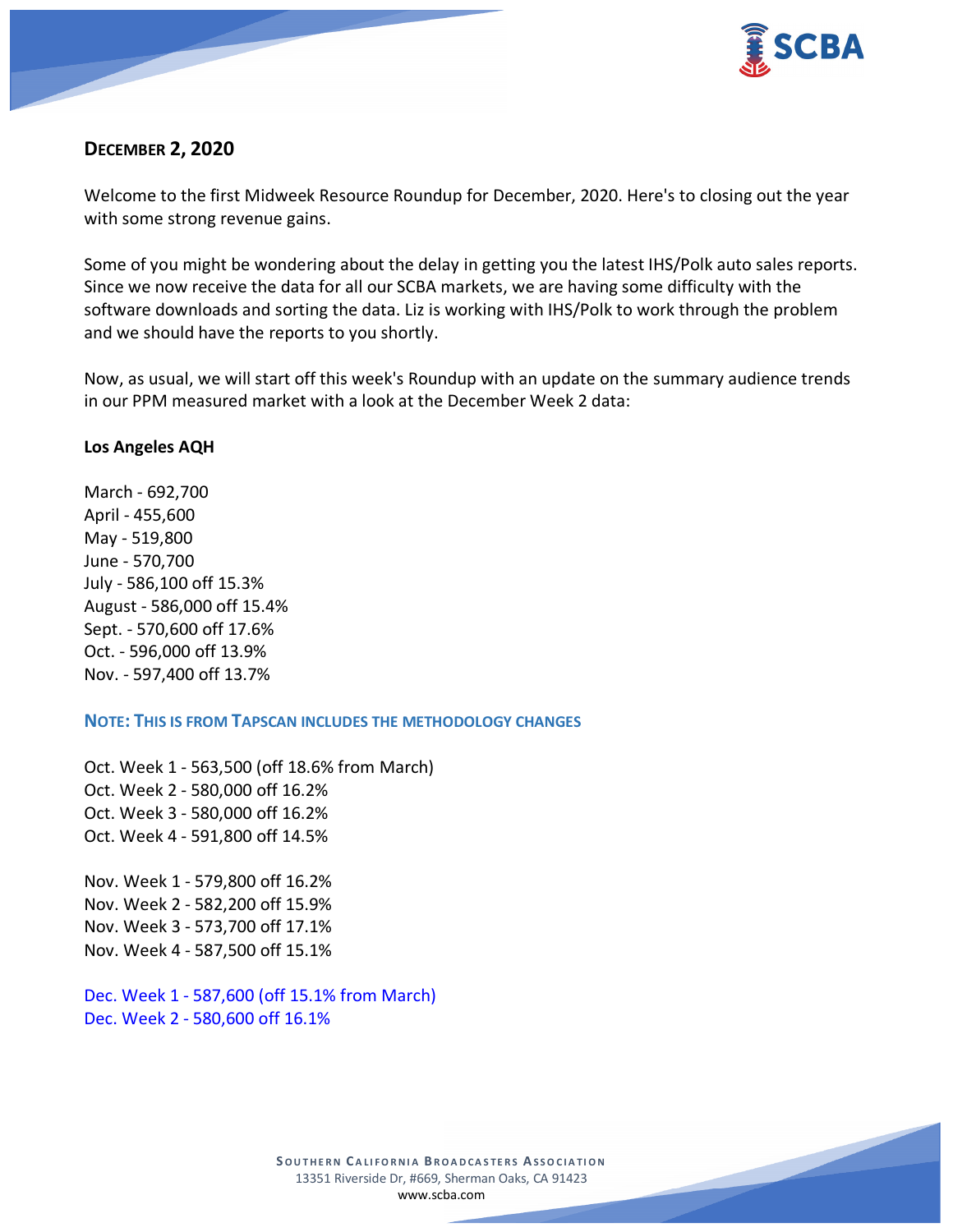## December 2, 2020

Welcome to the first Midweek Resource Roundup for December, 2020. Here's to closing out the year with some strong revenue gains.

Some of you might be wondering about the delay in getting you the latest IHS/Polk auto sales reports. Since we now receive the data for all our SCBA markets, we are having some difficulty with the software downloads and sorting the data. Liz is working with IHS/Polk to work through the problem and we should have the reports to you shortly.

Now, as usual, we will start off this week's Roundup with an update on the summary audience trends in our PPM measured market with a look at the December Week 2 data:

**Los Angeles AQH**

March - 692,700
April - 455,600
May - 519,800
June - 570,700
July - 586,100 off 15.3%
August - 586,000 off 15.4%
Sept. - 570,600 off 17.6%
Oct. - 596,000 off 13.9%
Nov. - 597,400 off 13.7%

**Note: This is from Tapscan includes the methodology changes**

Oct. Week 1 - 563,500 (off 18.6% from March)
Oct. Week 2 - 580,000 off 16.2%
Oct. Week 3 - 580,000 off 16.2%
Oct. Week 4 - 591,800 off 14.5%

Nov. Week 1 - 579,800 off 16.2%
Nov. Week 2 - 582,200 off 15.9%
Nov. Week 3 - 573,700 off 17.1%
Nov. Week 4 - 587,500 off 15.1%

Dec. Week 1 - 587,600 (off 15.1% from March)
Dec. Week 2 - 580,600 off 16.1%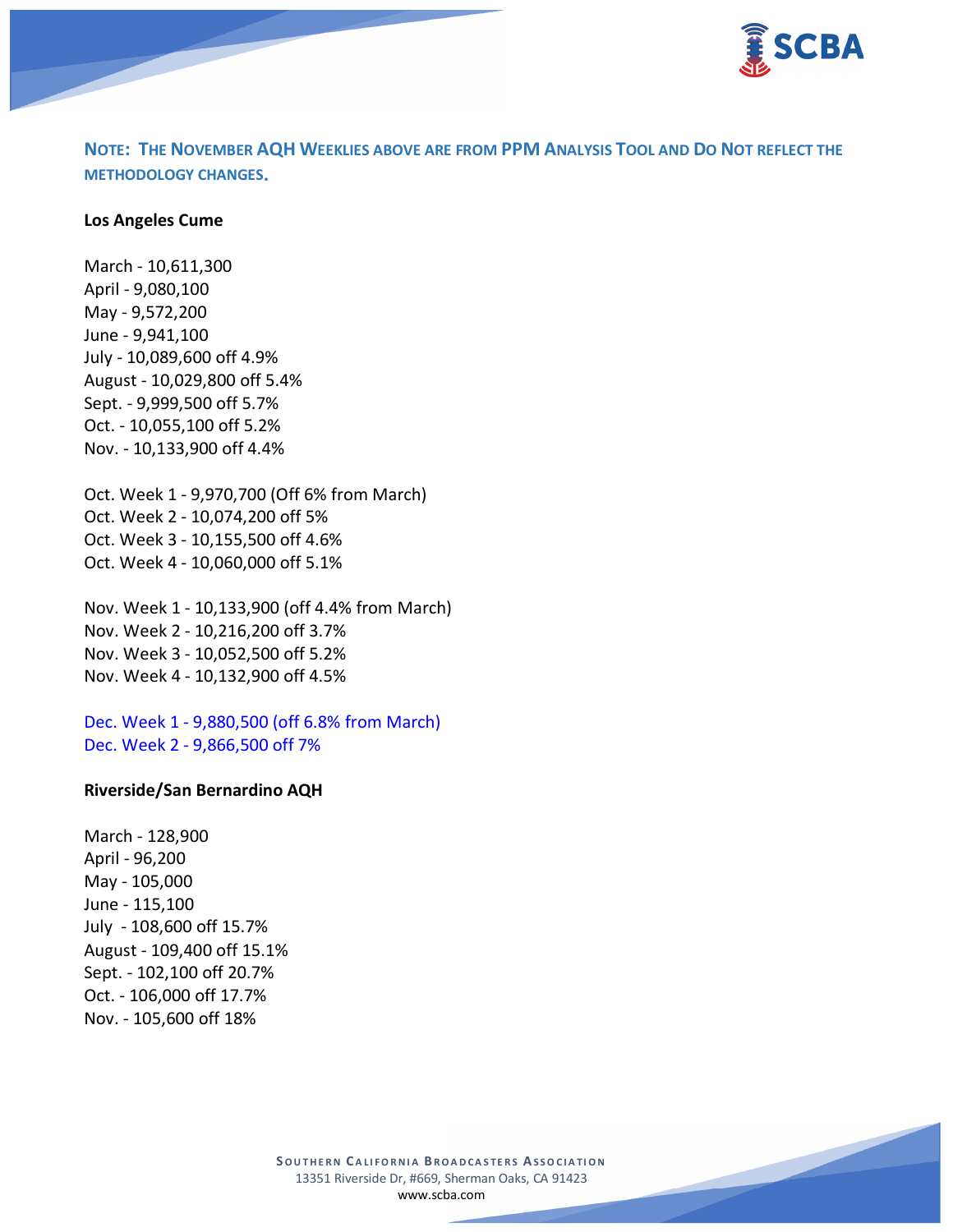**NOTE: THE NOVEMBER AQH WEEKLIES ABOVE ARE FROM PPM ANALYSIS TOOL AND DO NOT REFLECT THE METHODOLOGY CHANGES.**

**Los Angeles Cume**

March - 10,611,300
April - 9,080,100
May - 9,572,200
June - 9,941,100
July - 10,089,600 off 4.9%
August - 10,029,800 off 5.4%
Sept. - 9,999,500 off 5.7%
Oct. - 10,055,100 off 5.2%
Nov. - 10,133,900 off 4.4%

Oct. Week 1 - 9,970,700 (Off 6% from March)
Oct. Week 2 - 10,074,200 off 5%
Oct. Week 3 - 10,155,500 off 4.6%
Oct. Week 4 - 10,060,000 off 5.1%

Nov. Week 1 - 10,133,900 (off 4.4% from March)
Nov. Week 2 - 10,216,200 off 3.7%
Nov. Week 3 - 10,052,500 off 5.2%
Nov. Week 4 - 10,132,900 off 4.5%

Dec. Week 1 - 9,880,500 (off 6.8% from March)
Dec. Week 2 - 9,866,500 off 7%

**Riverside/San Bernardino AQH**

March - 128,900
April - 96,200
May - 105,000
June - 115,100
July - 108,600 off 15.7%
August - 109,400 off 15.1%
Sept. - 102,100 off 20.7%
Oct. - 106,000 off 17.7%
Nov. - 105,600 off 18%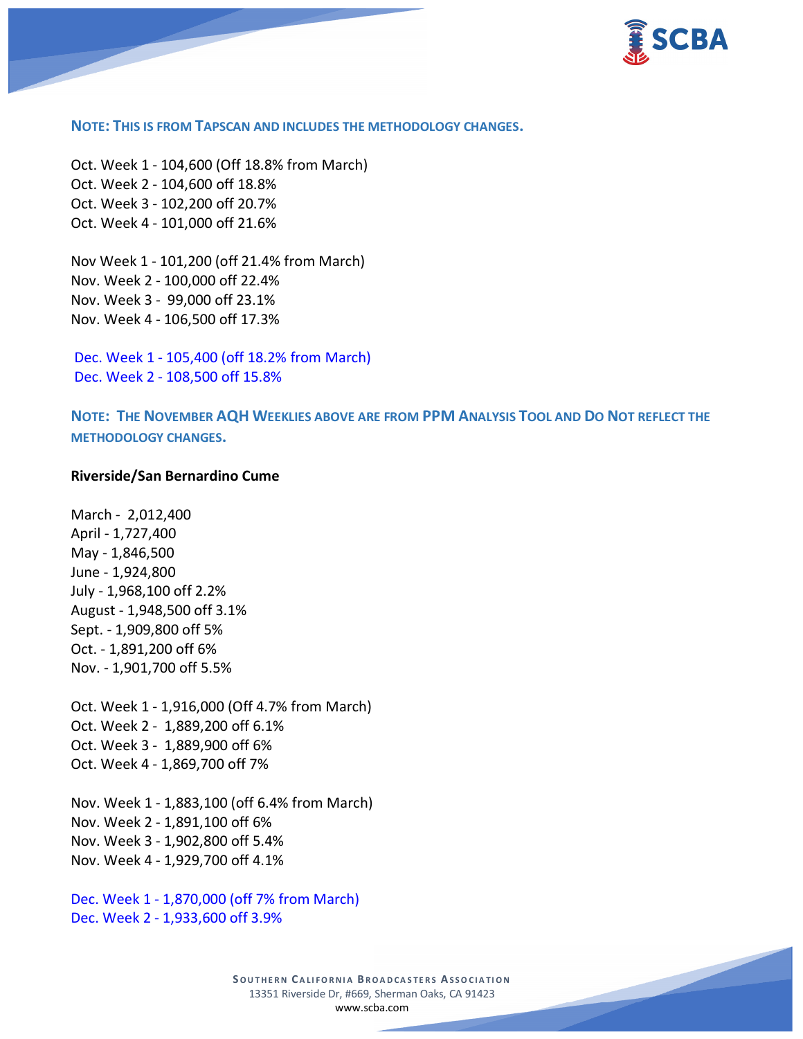**NOTE: THIS IS FROM TAPSCAN AND INCLUDES THE METHODOLOGY CHANGES.**

Oct. Week 1 - 104,600 (Off 18.8% from March)
Oct. Week 2 - 104,600 off 18.8%
Oct. Week 3 - 102,200 off 20.7%
Oct. Week 4 - 101,000 off 21.6%

Nov Week 1 - 101,200 (off 21.4% from March)
Nov. Week 2 - 100,000 off 22.4%
Nov. Week 3 - 99,000 off 23.1%
Nov. Week 4 - 106,500 off 17.3%

Dec. Week 1 - 105,400 (off 18.2% from March)
Dec. Week 2 - 108,500 off 15.8%

**NOTE: THE NOVEMBER AQH WEEKLIES ABOVE ARE FROM PPM ANALYSIS TOOL AND DO NOT REFLECT THE METHODOLOGY CHANGES.**

**Riverside/San Bernardino Cume**

March - 2,012,400
April - 1,727,400
May - 1,846,500
June - 1,924,800
July - 1,968,100 off 2.2%
August - 1,948,500 off 3.1%
Sept. - 1,909,800 off 5%
Oct. - 1,891,200 off 6%
Nov. - 1,901,700 off 5.5%

Oct. Week 1 - 1,916,000 (Off 4.7% from March)
Oct. Week 2 - 1,889,200 off 6.1%
Oct. Week 3 - 1,889,900 off 6%
Oct. Week 4 - 1,869,700 off 7%

Nov. Week 1 - 1,883,100 (off 6.4% from March)
Nov. Week 2 - 1,891,100 off 6%
Nov. Week 3 - 1,902,800 off 5.4%
Nov. Week 4 - 1,929,700 off 4.1%

Dec. Week 1 - 1,870,000 (off 7% from March)
Dec. Week 2 - 1,933,600 off 3.9%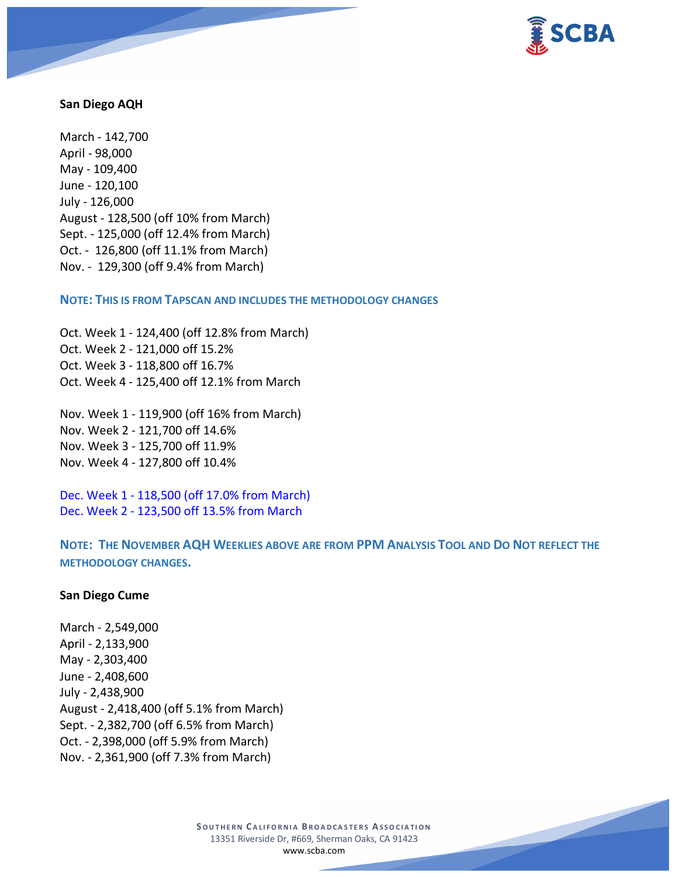**San Diego AQH**

March - 142,700
April - 98,000
May - 109,400
June - 120,100
July - 126,000
August - 128,500 (off 10% from March)
Sept. - 125,000 (off 12.4% from March)
Oct. - 126,800 (off 11.1% from March)
Nov. - 129,300 (off 9.4% from March)

**NOTE: THIS IS FROM TAPSCAN AND INCLUDES THE METHODOLOGY CHANGES**

Oct. Week 1 - 124,400 (off 12.8% from March)
Oct. Week 2 - 121,000 off 15.2%
Oct. Week 3 - 118,800 off 16.7%
Oct. Week 4 - 125,400 off 12.1% from March

Nov. Week 1 - 119,900 (off 16% from March)
Nov. Week 2 - 121,700 off 14.6%
Nov. Week 3 - 125,700 off 11.9%
Nov. Week 4 - 127,800 off 10.4%

Dec. Week 1 - 118,500 (off 17.0% from March)
Dec. Week 2 - 123,500 off 13.5% from March

**NOTE: THE NOVEMBER AQH WEEKLIES ABOVE ARE FROM PPM ANALYSIS TOOL AND DO NOT REFLECT THE METHODOLOGY CHANGES.**

**San Diego Cume**

March - 2,549,000
April - 2,133,900
May - 2,303,400
June - 2,408,600
July - 2,438,900
August - 2,418,400 (off 5.1% from March)
Sept. - 2,382,700 (off 6.5% from March)
Oct. - 2,398,000 (off 5.9% from March)
Nov. - 2,361,900 (off 7.3% from March)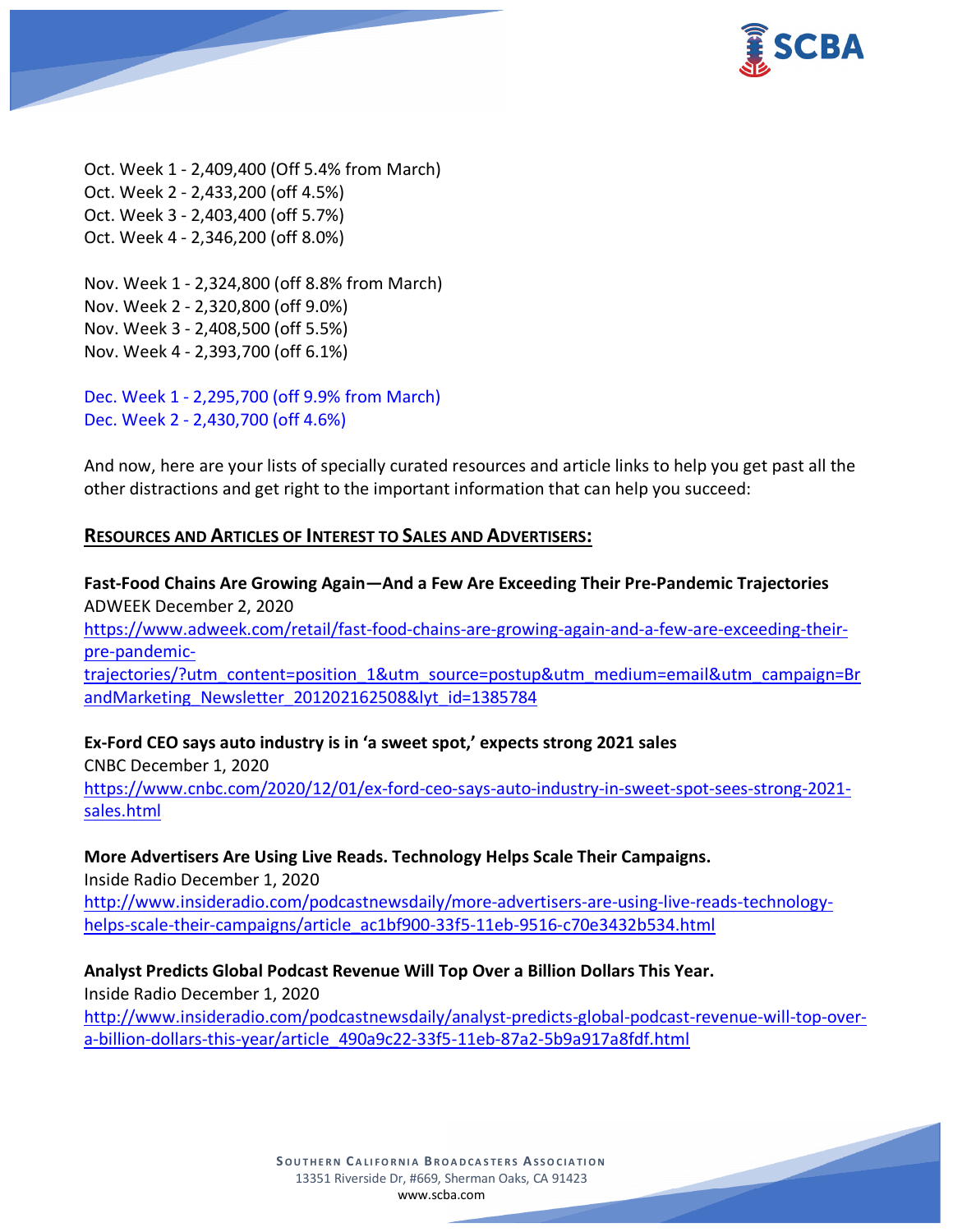Oct. Week 1 - 2,409,400 (Off 5.4% from March)
Oct. Week 2 - 2,433,200 (off 4.5%)
Oct. Week 3 - 2,403,400 (off 5.7%)
Oct. Week 4 - 2,346,200 (off 8.0%)

Nov. Week 1 - 2,324,800 (off 8.8% from March)
Nov. Week 2 - 2,320,800 (off 9.0%)
Nov. Week 3 - 2,408,500 (off 5.5%)
Nov. Week 4 - 2,393,700 (off 6.1%)

Dec. Week 1 - 2,295,700 (off 9.9% from March)
Dec. Week 2 - 2,430,700 (off 4.6%)

And now, here are your lists of specially curated resources and article links to help you get past all the other distractions and get right to the important information that can help you succeed:

## RESOURCES AND ARTICLES OF INTEREST TO SALES AND ADVERTISERS:

**Fast-Food Chains Are Growing Again—And a Few Are Exceeding Their Pre-Pandemic Trajectories**
ADWEEK December 2, 2020
https://www.adweek.com/retail/fast-food-chains-are-growing-again-and-a-few-are-exceeding-their-pre-pandemic-trajectories/?utm_content=position_1&utm_source=postup&utm_medium=email&utm_campaign=BrandMarketing_Newsletter_201202162508&lyt_id=1385784

**Ex-Ford CEO says auto industry is in 'a sweet spot,' expects strong 2021 sales**
CNBC December 1, 2020
https://www.cnbc.com/2020/12/01/ex-ford-ceo-says-auto-industry-in-sweet-spot-sees-strong-2021-sales.html

**More Advertisers Are Using Live Reads. Technology Helps Scale Their Campaigns.**
Inside Radio December 1, 2020
http://www.insideradio.com/podcastnewsdaily/more-advertisers-are-using-live-reads-technology-helps-scale-their-campaigns/article_ac1bf900-33f5-11eb-9516-c70e3432b534.html

**Analyst Predicts Global Podcast Revenue Will Top Over a Billion Dollars This Year.**
Inside Radio December 1, 2020
http://www.insideradio.com/podcastnewsdaily/analyst-predicts-global-podcast-revenue-will-top-over-a-billion-dollars-this-year/article_490a9c22-33f5-11eb-87a2-5b9a917a8fdf.html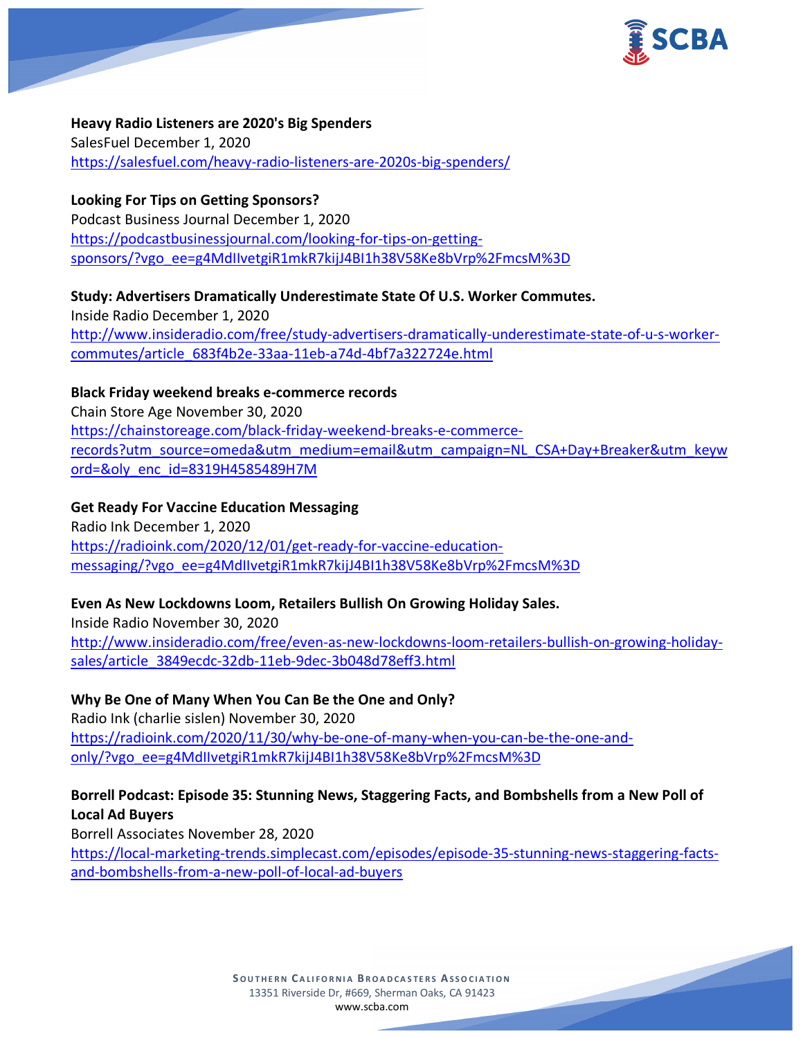**Heavy Radio Listeners are 2020's Big Spenders**
SalesFuel December 1, 2020
https://salesfuel.com/heavy-radio-listeners-are-2020s-big-spenders/

**Looking For Tips on Getting Sponsors?**
Podcast Business Journal December 1, 2020
https://podcastbusinessjournal.com/looking-for-tips-on-getting-sponsors/?vgo_ee=g4MdIlvetgiR1mkR7kijJ4BI1h38V58Ke8bVrp%2FmcsM%3D

**Study: Advertisers Dramatically Underestimate State Of U.S. Worker Commutes.**
Inside Radio December 1, 2020
http://www.insideradio.com/free/study-advertisers-dramatically-underestimate-state-of-u-s-worker-commutes/article_683f4b2e-33aa-11eb-a74d-4bf7a322724e.html

**Black Friday weekend breaks e-commerce records**
Chain Store Age November 30, 2020
https://chainstoreage.com/black-friday-weekend-breaks-e-commerce-records?utm_source=omeda&utm_medium=email&utm_campaign=NL_CSA+Day+Breaker&utm_keyword=&oly_enc_id=8319H4585489H7M

**Get Ready For Vaccine Education Messaging**
Radio Ink December 1, 2020
https://radioink.com/2020/12/01/get-ready-for-vaccine-education-messaging/?vgo_ee=g4MdIlvetgiR1mkR7kijJ4BI1h38V58Ke8bVrp%2FmcsM%3D

**Even As New Lockdowns Loom, Retailers Bullish On Growing Holiday Sales.**
Inside Radio November 30, 2020
http://www.insideradio.com/free/even-as-new-lockdowns-loom-retailers-bullish-on-growing-holiday-sales/article_3849ecdc-32db-11eb-9dec-3b048d78eff3.html

**Why Be One of Many When You Can Be the One and Only?**
Radio Ink (charlie sislen) November 30, 2020
https://radioink.com/2020/11/30/why-be-one-of-many-when-you-can-be-the-one-and-only/?vgo_ee=g4MdIlvetgiR1mkR7kijJ4BI1h38V58Ke8bVrp%2FmcsM%3D

**Borrell Podcast: Episode 35: Stunning News, Staggering Facts, and Bombshells from a New Poll of Local Ad Buyers**
Borrell Associates November 28, 2020
https://local-marketing-trends.simplecast.com/episodes/episode-35-stunning-news-staggering-facts-and-bombshells-from-a-new-poll-of-local-ad-buyers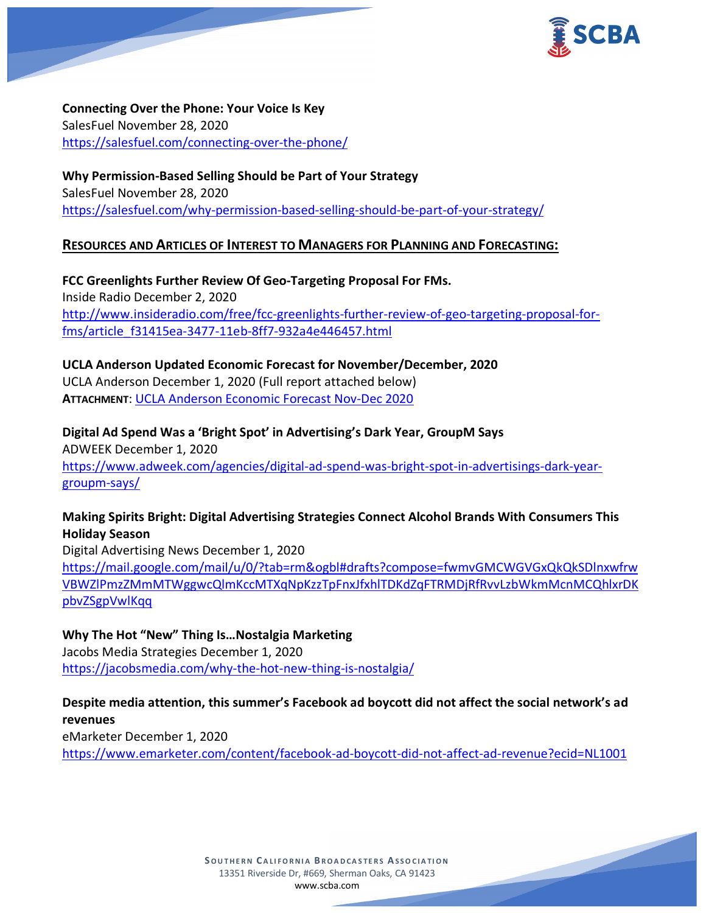**Connecting Over the Phone: Your Voice Is Key**
SalesFuel November 28, 2020
https://salesfuel.com/connecting-over-the-phone/

**Why Permission-Based Selling Should be Part of Your Strategy**
SalesFuel November 28, 2020
https://salesfuel.com/why-permission-based-selling-should-be-part-of-your-strategy/

## RESOURCES AND ARTICLES OF INTEREST TO MANAGERS FOR PLANNING AND FORECASTING:

**FCC Greenlights Further Review Of Geo-Targeting Proposal For FMs.**
Inside Radio December 2, 2020
http://www.insideradio.com/free/fcc-greenlights-further-review-of-geo-targeting-proposal-for-fms/article_f31415ea-3477-11eb-8ff7-932a4e446457.html

**UCLA Anderson Updated Economic Forecast for November/December, 2020**
UCLA Anderson December 1, 2020 (Full report attached below)
**ATTACHMENT**: UCLA Anderson Economic Forecast Nov-Dec 2020

**Digital Ad Spend Was a 'Bright Spot' in Advertising's Dark Year, GroupM Says**
ADWEEK December 1, 2020
https://www.adweek.com/agencies/digital-ad-spend-was-bright-spot-in-advertisings-dark-year-groupm-says/

**Making Spirits Bright: Digital Advertising Strategies Connect Alcohol Brands With Consumers This Holiday Season**
Digital Advertising News December 1, 2020
https://mail.google.com/mail/u/0/?tab=rm&ogbl#drafts?compose=fwmvGMCWGVGxQkQkSDlnxwfrwVBWZlPmzZMmMTWggwcQlmKccMTXqNpKzzTpFnxJfxhlTDKdZqFTRMDjRfRvvLzbWkmMcnMCQhlxrDKpbvZSgpVwlKqq

**Why The Hot "New" Thing Is…Nostalgia Marketing**
Jacobs Media Strategies December 1, 2020
https://jacobsmedia.com/why-the-hot-new-thing-is-nostalgia/

**Despite media attention, this summer's Facebook ad boycott did not affect the social network's ad revenues**
eMarketer December 1, 2020
https://www.emarketer.com/content/facebook-ad-boycott-did-not-affect-ad-revenue?ecid=NL1001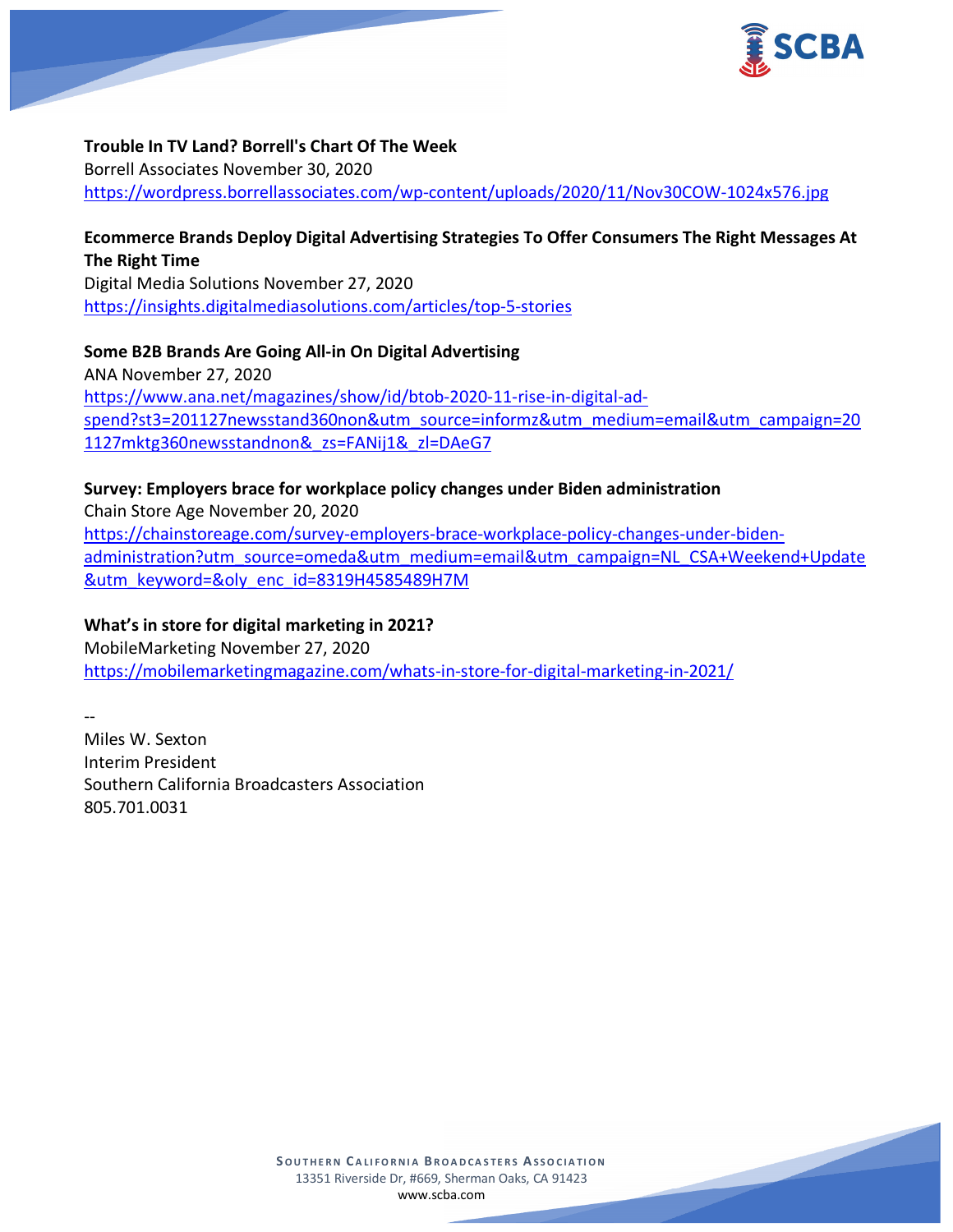**Trouble In TV Land? Borrell's Chart Of The Week**
Borrell Associates November 30, 2020
https://wordpress.borrellassociates.com/wp-content/uploads/2020/11/Nov30COW-1024x576.jpg

**Ecommerce Brands Deploy Digital Advertising Strategies To Offer Consumers The Right Messages At The Right Time**
Digital Media Solutions November 27, 2020
https://insights.digitalmediasolutions.com/articles/top-5-stories

**Some B2B Brands Are Going All-in On Digital Advertising**
ANA November 27, 2020
https://www.ana.net/magazines/show/id/btob-2020-11-rise-in-digital-ad-spend?st3=201127newsstand360non&utm_source=informz&utm_medium=email&utm_campaign=201127mktg360newsstandnon&_zs=FANij1&_zl=DAeG7

**Survey: Employers brace for workplace policy changes under Biden administration**
Chain Store Age November 20, 2020
https://chainstoreage.com/survey-employers-brace-workplace-policy-changes-under-biden-administration?utm_source=omeda&utm_medium=email&utm_campaign=NL_CSA+Weekend+Update&utm_keyword=&oly_enc_id=8319H4585489H7M

**What's in store for digital marketing in 2021?**
MobileMarketing November 27, 2020
https://mobilemarketingmagazine.com/whats-in-store-for-digital-marketing-in-2021/

--
Miles W. Sexton
Interim President
Southern California Broadcasters Association
805.701.0031